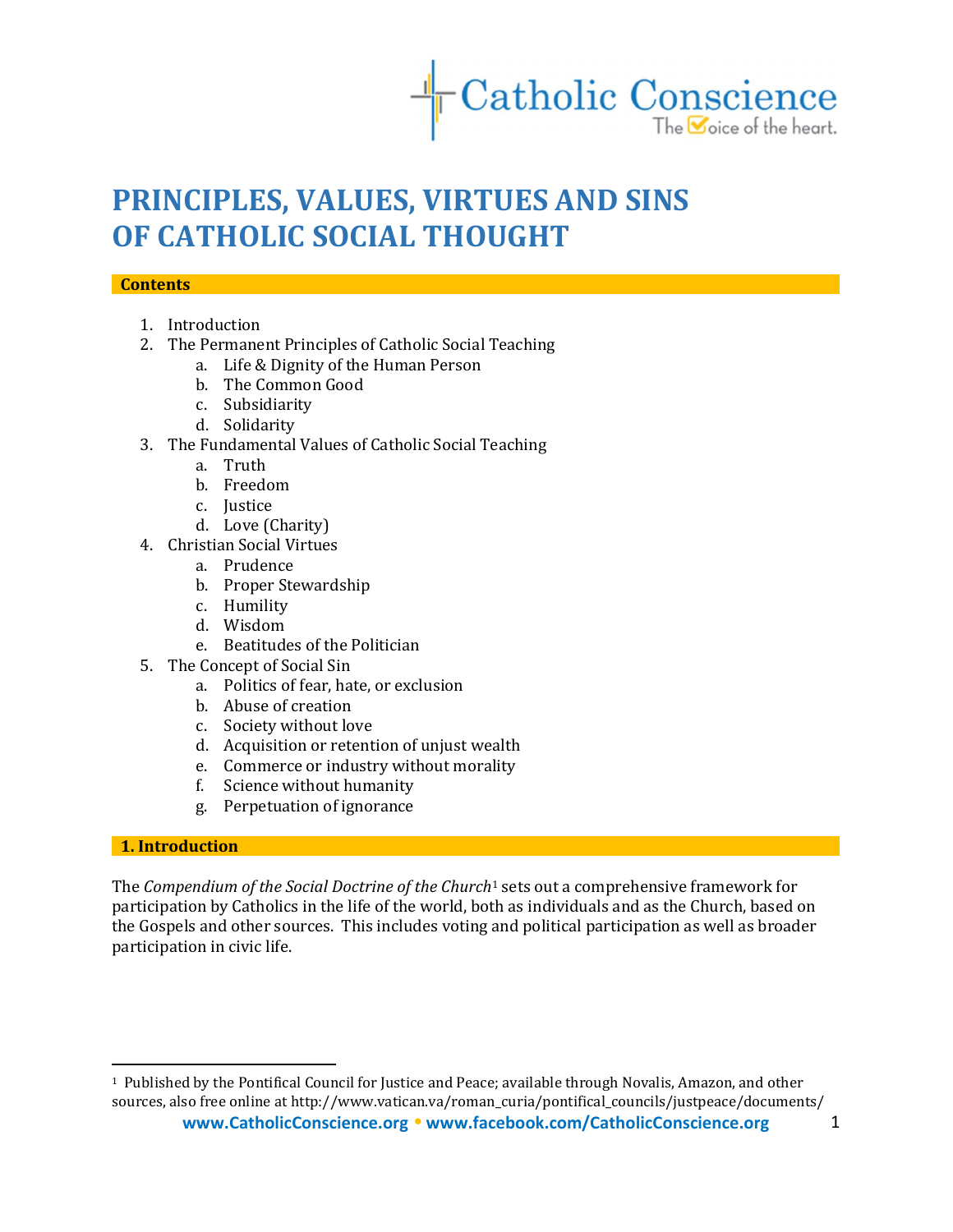# PRINCIPLES, VALUES, VIRTUES AND SINS OF CATHOLIC SOCIAL THOUGHT

## Contents

1. Introduction
2. The Permanent Principles of Catholic Social Teaching
    a. Life & Dignity of the Human Person
    b. The Common Good
    c. Subsidiarity
    d. Solidarity
3. The Fundamental Values of Catholic Social Teaching
    a. Truth
    b. Freedom
    c. Justice
    d. Love (Charity)
4. Christian Social Virtues
    a. Prudence
    b. Proper Stewardship
    c. Humility
    d. Wisdom
    e. Beatitudes of the Politician
5. The Concept of Social Sin
    a. Politics of fear, hate, or exclusion
    b. Abuse of creation
    c. Society without love
    d. Acquisition or retention of unjust wealth
    e. Commerce or industry without morality
    f. Science without humanity
    g. Perpetuation of ignorance

## 1. Introduction

The *Compendium of the Social Doctrine of the Church*[1] sets out a comprehensive framework for participation by Catholics in the life of the world, both as individuals and as the Church, based on the Gospels and other sources. This includes voting and political participation as well as broader participation in civic life.

---

[1] Published by the Pontifical Council for Justice and Peace; available through Novalis, Amazon, and other sources, also free online at http://www.vatican.va/roman_curia/pontifical_councils/justpeace/documents/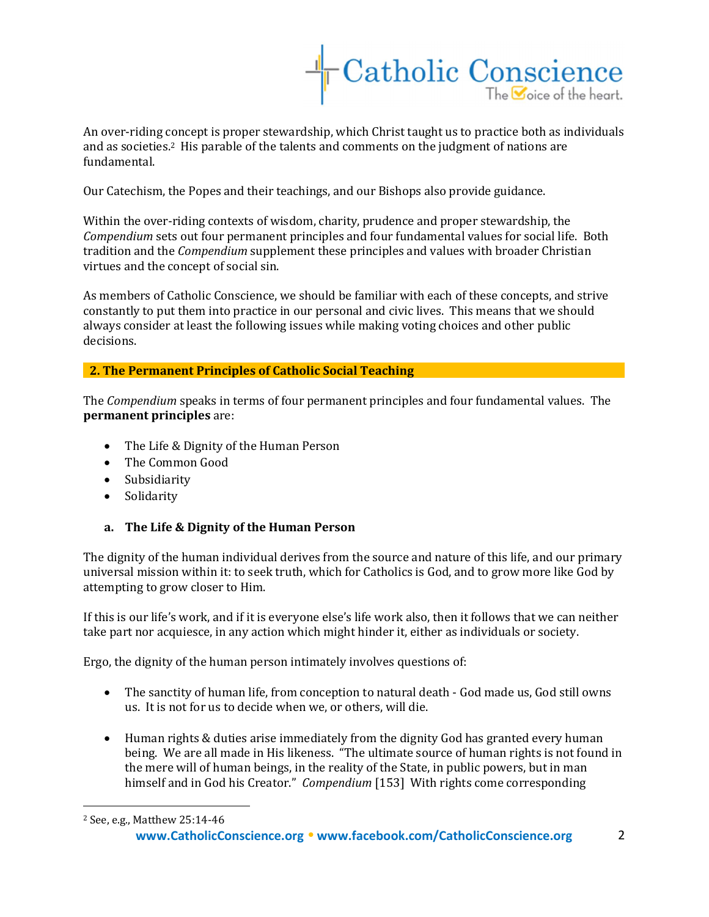An over-riding concept is proper stewardship, which Christ taught us to practice both as individuals and as societies.[2] His parable of the talents and comments on the judgment of nations are fundamental.

Our Catechism, the Popes and their teachings, and our Bishops also provide guidance.

Within the over-riding contexts of wisdom, charity, prudence and proper stewardship, the *Compendium* sets out four permanent principles and four fundamental values for social life. Both tradition and the *Compendium* supplement these principles and values with broader Christian virtues and the concept of social sin.

As members of Catholic Conscience, we should be familiar with each of these concepts, and strive constantly to put them into practice in our personal and civic lives. This means that we should always consider at least the following issues while making voting choices and other public decisions.

## 2. The Permanent Principles of Catholic Social Teaching

The *Compendium* speaks in terms of four permanent principles and four fundamental values. The **permanent principles** are:

- The Life & Dignity of the Human Person
- The Common Good
- Subsidiarity
- Solidarity

### a. The Life & Dignity of the Human Person

The dignity of the human individual derives from the source and nature of this life, and our primary universal mission within it: to seek truth, which for Catholics is God, and to grow more like God by attempting to grow closer to Him.

If this is our life's work, and if it is everyone else's life work also, then it follows that we can neither take part nor acquiesce, in any action which might hinder it, either as individuals or society.

Ergo, the dignity of the human person intimately involves questions of:

- The sanctity of human life, from conception to natural death - God made us, God still owns us. It is not for us to decide when we, or others, will die.

- Human rights & duties arise immediately from the dignity God has granted every human being. We are all made in His likeness. "The ultimate source of human rights is not found in the mere will of human beings, in the reality of the State, in public powers, but in man himself and in God his Creator." *Compendium* [153] With rights come corresponding

---

[2] See, e.g., Matthew 25:14-46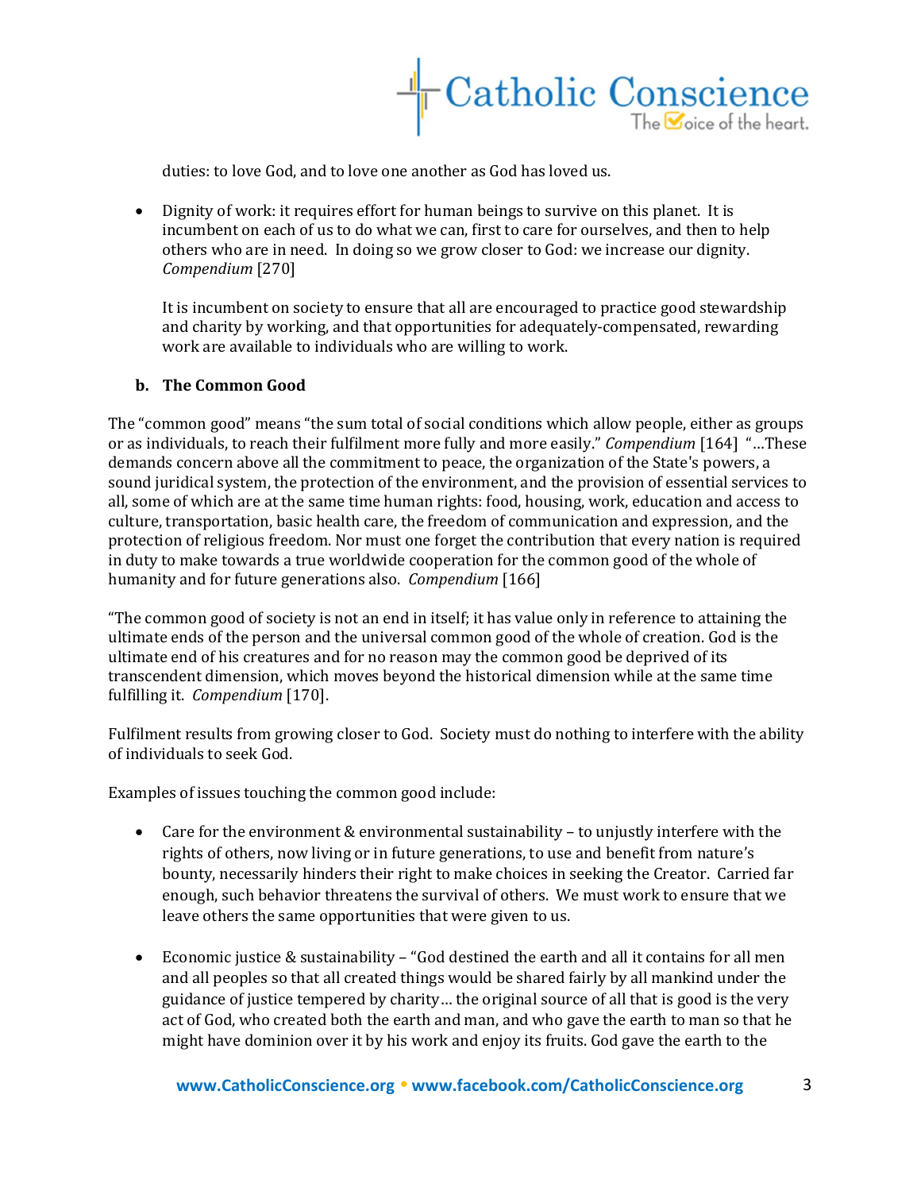duties: to love God, and to love one another as God has loved us.

- Dignity of work: it requires effort for human beings to survive on this planet. It is incumbent on each of us to do what we can, first to care for ourselves, and then to help others who are in need. In doing so we grow closer to God: we increase our dignity. *Compendium* [270]

  It is incumbent on society to ensure that all are encouraged to practice good stewardship and charity by working, and that opportunities for adequately-compensated, rewarding work are available to individuals who are willing to work.

**b. The Common Good**

The "common good" means "the sum total of social conditions which allow people, either as groups or as individuals, to reach their fulfilment more fully and more easily." *Compendium* [164] "…These demands concern above all the commitment to peace, the organization of the State's powers, a sound juridical system, the protection of the environment, and the provision of essential services to all, some of which are at the same time human rights: food, housing, work, education and access to culture, transportation, basic health care, the freedom of communication and expression, and the protection of religious freedom. Nor must one forget the contribution that every nation is required in duty to make towards a true worldwide cooperation for the common good of the whole of humanity and for future generations also. *Compendium* [166]

"The common good of society is not an end in itself; it has value only in reference to attaining the ultimate ends of the person and the universal common good of the whole of creation. God is the ultimate end of his creatures and for no reason may the common good be deprived of its transcendent dimension, which moves beyond the historical dimension while at the same time fulfilling it. *Compendium* [170].

Fulfilment results from growing closer to God. Society must do nothing to interfere with the ability of individuals to seek God.

Examples of issues touching the common good include:

- Care for the environment & environmental sustainability – to unjustly interfere with the rights of others, now living or in future generations, to use and benefit from nature's bounty, necessarily hinders their right to make choices in seeking the Creator. Carried far enough, such behavior threatens the survival of others. We must work to ensure that we leave others the same opportunities that were given to us.

- Economic justice & sustainability – "God destined the earth and all it contains for all men and all peoples so that all created things would be shared fairly by all mankind under the guidance of justice tempered by charity… the original source of all that is good is the very act of God, who created both the earth and man, and who gave the earth to man so that he might have dominion over it by his work and enjoy its fruits. God gave the earth to the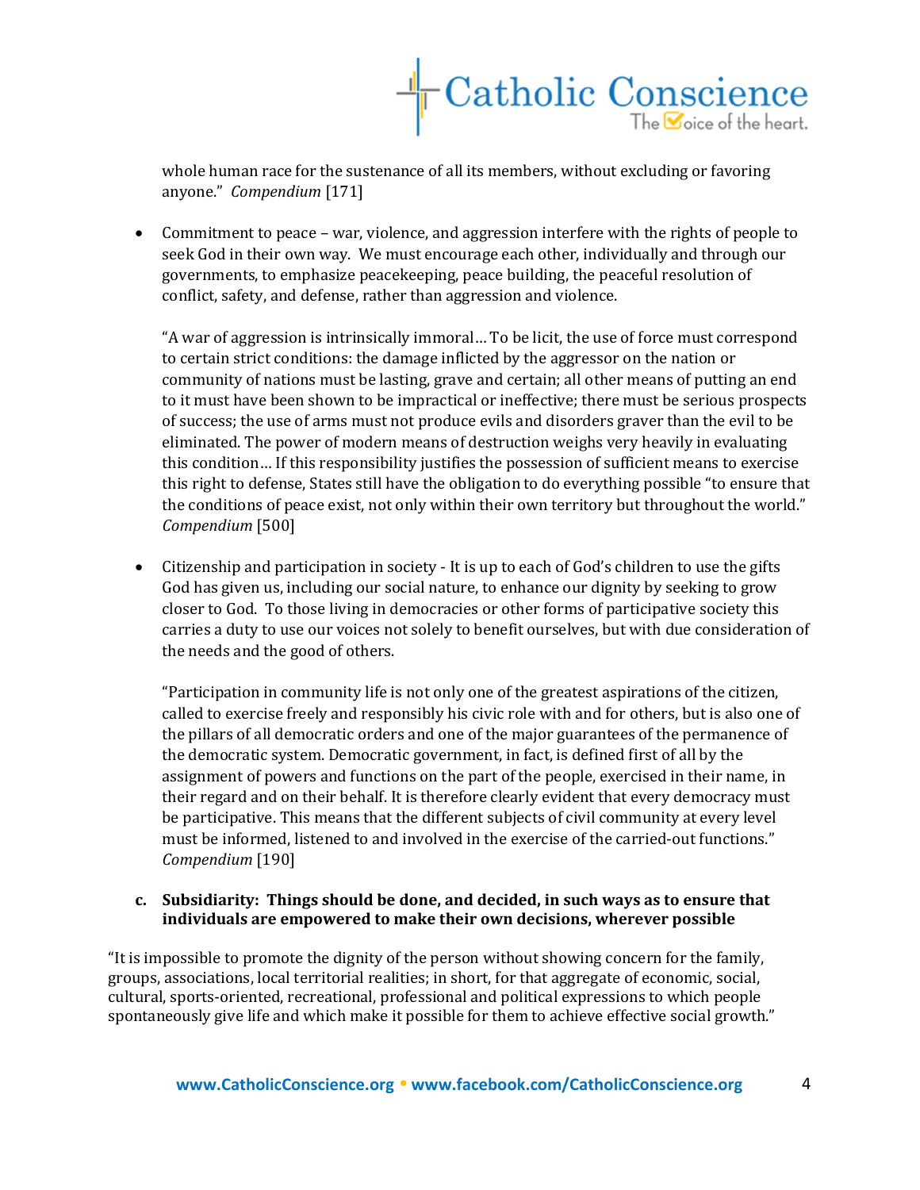whole human race for the sustenance of all its members, without excluding or favoring anyone." *Compendium* [171]

- Commitment to peace – war, violence, and aggression interfere with the rights of people to seek God in their own way. We must encourage each other, individually and through our governments, to emphasize peacekeeping, peace building, the peaceful resolution of conflict, safety, and defense, rather than aggression and violence.

  "A war of aggression is intrinsically immoral… To be licit, the use of force must correspond to certain strict conditions: the damage inflicted by the aggressor on the nation or community of nations must be lasting, grave and certain; all other means of putting an end to it must have been shown to be impractical or ineffective; there must be serious prospects of success; the use of arms must not produce evils and disorders graver than the evil to be eliminated. The power of modern means of destruction weighs very heavily in evaluating this condition… If this responsibility justifies the possession of sufficient means to exercise this right to defense, States still have the obligation to do everything possible "to ensure that the conditions of peace exist, not only within their own territory but throughout the world." *Compendium* [500]

- Citizenship and participation in society - It is up to each of God's children to use the gifts God has given us, including our social nature, to enhance our dignity by seeking to grow closer to God. To those living in democracies or other forms of participative society this carries a duty to use our voices not solely to benefit ourselves, but with due consideration of the needs and the good of others.

  "Participation in community life is not only one of the greatest aspirations of the citizen, called to exercise freely and responsibly his civic role with and for others, but is also one of the pillars of all democratic orders and one of the major guarantees of the permanence of the democratic system. Democratic government, in fact, is defined first of all by the assignment of powers and functions on the part of the people, exercised in their name, in their regard and on their behalf. It is therefore clearly evident that every democracy must be participative. This means that the different subjects of civil community at every level must be informed, listened to and involved in the exercise of the carried-out functions." *Compendium* [190]

**c. Subsidiarity: Things should be done, and decided, in such ways as to ensure that individuals are empowered to make their own decisions, wherever possible**

"It is impossible to promote the dignity of the person without showing concern for the family, groups, associations, local territorial realities; in short, for that aggregate of economic, social, cultural, sports-oriented, recreational, professional and political expressions to which people spontaneously give life and which make it possible for them to achieve effective social growth."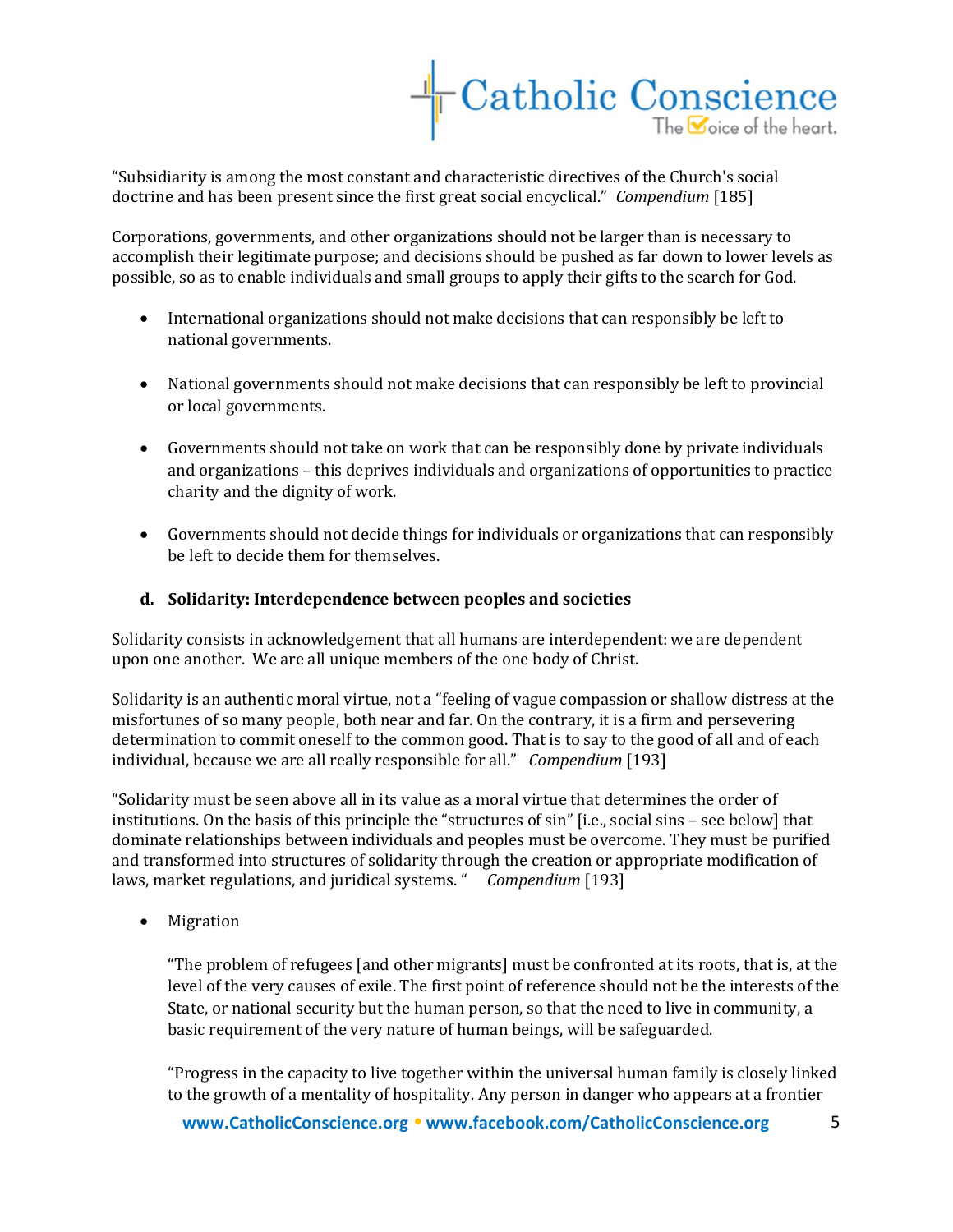“Subsidiarity is among the most constant and characteristic directives of the Church's social doctrine and has been present since the first great social encyclical.” *Compendium* [185]

Corporations, governments, and other organizations should not be larger than is necessary to accomplish their legitimate purpose; and decisions should be pushed as far down to lower levels as possible, so as to enable individuals and small groups to apply their gifts to the search for God.

- International organizations should not make decisions that can responsibly be left to national governments.

- National governments should not make decisions that can responsibly be left to provincial or local governments.

- Governments should not take on work that can be responsibly done by private individuals and organizations – this deprives individuals and organizations of opportunities to practice charity and the dignity of work.

- Governments should not decide things for individuals or organizations that can responsibly be left to decide them for themselves.

### d. Solidarity: Interdependence between peoples and societies

Solidarity consists in acknowledgement that all humans are interdependent: we are dependent upon one another. We are all unique members of the one body of Christ.

Solidarity is an authentic moral virtue, not a “feeling of vague compassion or shallow distress at the misfortunes of so many people, both near and far. On the contrary, it is a firm and persevering determination to commit oneself to the common good. That is to say to the good of all and of each individual, because we are all really responsible for all.” *Compendium* [193]

“Solidarity must be seen above all in its value as a moral virtue that determines the order of institutions. On the basis of this principle the “structures of sin” [i.e., social sins – see below] that dominate relationships between individuals and peoples must be overcome. They must be purified and transformed into structures of solidarity through the creation or appropriate modification of laws, market regulations, and juridical systems. ” *Compendium* [193]

- Migration

  “The problem of refugees [and other migrants] must be confronted at its roots, that is, at the level of the very causes of exile. The first point of reference should not be the interests of the State, or national security but the human person, so that the need to live in community, a basic requirement of the very nature of human beings, will be safeguarded.

  “Progress in the capacity to live together within the universal human family is closely linked to the growth of a mentality of hospitality. Any person in danger who appears at a frontier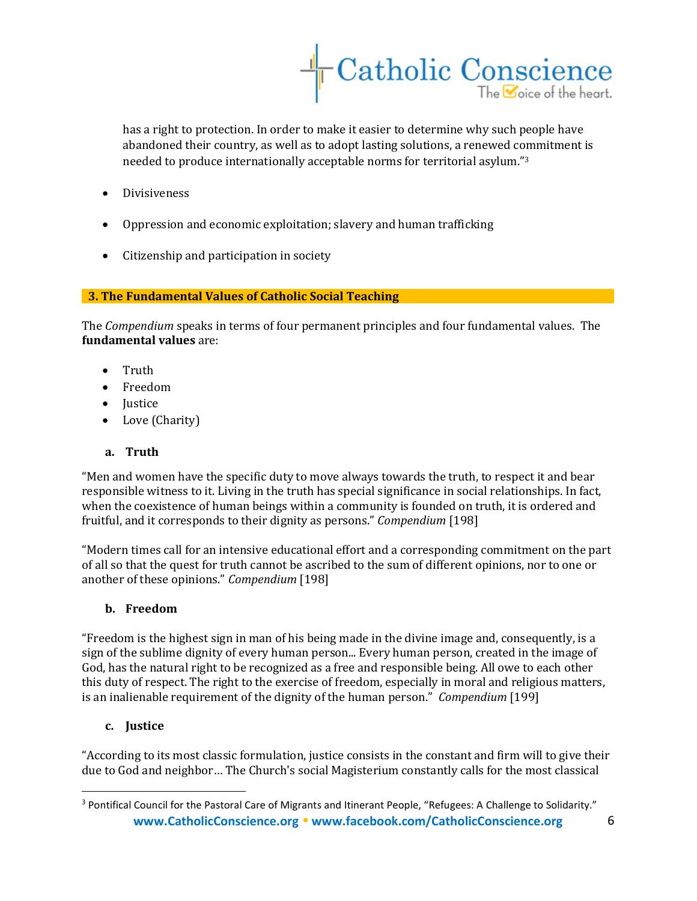has a right to protection. In order to make it easier to determine why such people have abandoned their country, as well as to adopt lasting solutions, a renewed commitment is needed to produce internationally acceptable norms for territorial asylum."[3]

- Divisiveness
- Oppression and economic exploitation; slavery and human trafficking
- Citizenship and participation in society

## 3. The Fundamental Values of Catholic Social Teaching

The *Compendium* speaks in terms of four permanent principles and four fundamental values. The **fundamental values** are:

- Truth
- Freedom
- Justice
- Love (Charity)

### a. Truth

"Men and women have the specific duty to move always towards the truth, to respect it and bear responsible witness to it. Living in the truth has special significance in social relationships. In fact, when the coexistence of human beings within a community is founded on truth, it is ordered and fruitful, and it corresponds to their dignity as persons." *Compendium* [198]

"Modern times call for an intensive educational effort and a corresponding commitment on the part of all so that the quest for truth cannot be ascribed to the sum of different opinions, nor to one or another of these opinions." *Compendium* [198]

### b. Freedom

"Freedom is the highest sign in man of his being made in the divine image and, consequently, is a sign of the sublime dignity of every human person... Every human person, created in the image of God, has the natural right to be recognized as a free and responsible being. All owe to each other this duty of respect. The right to the exercise of freedom, especially in moral and religious matters, is an inalienable requirement of the dignity of the human person." *Compendium* [199]

### c. Justice

"According to its most classic formulation, justice consists in the constant and firm will to give their due to God and neighbor… The Church's social Magisterium constantly calls for the most classical

[3] Pontifical Council for the Pastoral Care of Migrants and Itinerant People, "Refugees: A Challenge to Solidarity."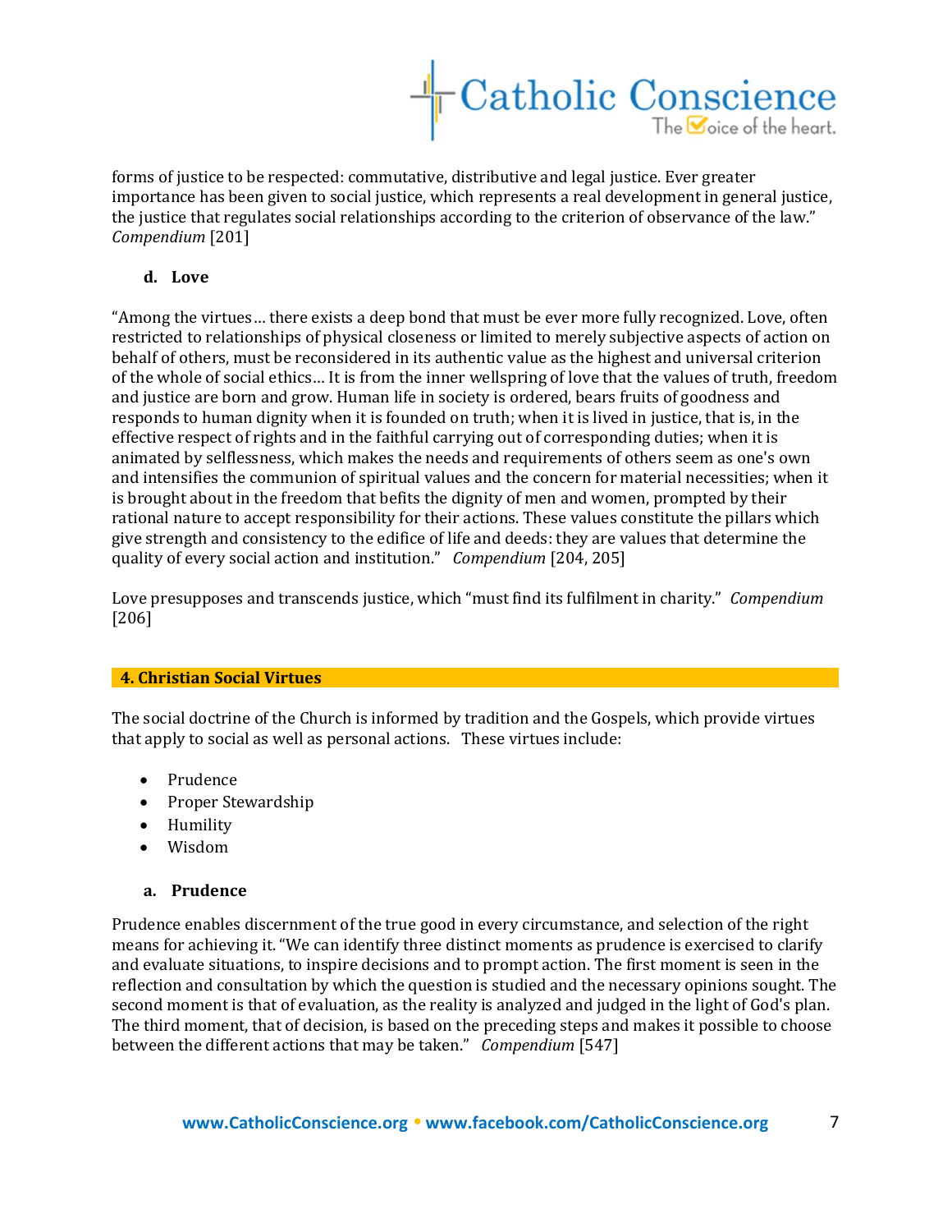forms of justice to be respected: commutative, distributive and legal justice. Ever greater importance has been given to social justice, which represents a real development in general justice, the justice that regulates social relationships according to the criterion of observance of the law." *Compendium* [201]

### d. Love

"Among the virtues… there exists a deep bond that must be ever more fully recognized. Love, often restricted to relationships of physical closeness or limited to merely subjective aspects of action on behalf of others, must be reconsidered in its authentic value as the highest and universal criterion of the whole of social ethics… It is from the inner wellspring of love that the values of truth, freedom and justice are born and grow. Human life in society is ordered, bears fruits of goodness and responds to human dignity when it is founded on truth; when it is lived in justice, that is, in the effective respect of rights and in the faithful carrying out of corresponding duties; when it is animated by selflessness, which makes the needs and requirements of others seem as one's own and intensifies the communion of spiritual values and the concern for material necessities; when it is brought about in the freedom that befits the dignity of men and women, prompted by their rational nature to accept responsibility for their actions. These values constitute the pillars which give strength and consistency to the edifice of life and deeds: they are values that determine the quality of every social action and institution." *Compendium* [204, 205]

Love presupposes and transcends justice, which "must find its fulfilment in charity." *Compendium* [206]

## 4. Christian Social Virtues

The social doctrine of the Church is informed by tradition and the Gospels, which provide virtues that apply to social as well as personal actions. These virtues include:

- Prudence
- Proper Stewardship
- Humility
- Wisdom

### a. Prudence

Prudence enables discernment of the true good in every circumstance, and selection of the right means for achieving it. "We can identify three distinct moments as prudence is exercised to clarify and evaluate situations, to inspire decisions and to prompt action. The first moment is seen in the reflection and consultation by which the question is studied and the necessary opinions sought. The second moment is that of evaluation, as the reality is analyzed and judged in the light of God's plan. The third moment, that of decision, is based on the preceding steps and makes it possible to choose between the different actions that may be taken." *Compendium* [547]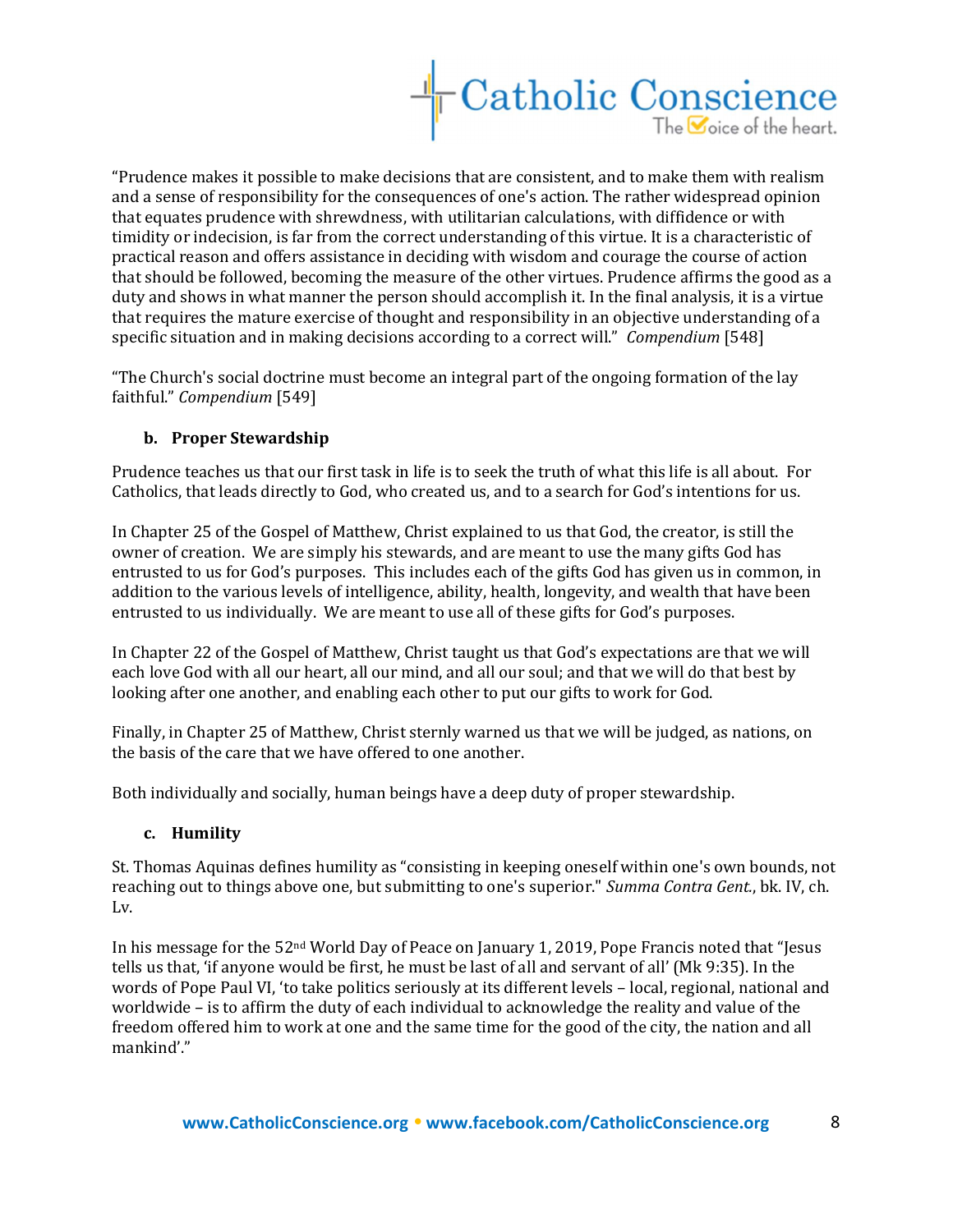"Prudence makes it possible to make decisions that are consistent, and to make them with realism and a sense of responsibility for the consequences of one's action. The rather widespread opinion that equates prudence with shrewdness, with utilitarian calculations, with diffidence or with timidity or indecision, is far from the correct understanding of this virtue. It is a characteristic of practical reason and offers assistance in deciding with wisdom and courage the course of action that should be followed, becoming the measure of the other virtues. Prudence affirms the good as a duty and shows in what manner the person should accomplish it. In the final analysis, it is a virtue that requires the mature exercise of thought and responsibility in an objective understanding of a specific situation and in making decisions according to a correct will." *Compendium* [548]

"The Church's social doctrine must become an integral part of the ongoing formation of the lay faithful." *Compendium* [549]

### b. Proper Stewardship

Prudence teaches us that our first task in life is to seek the truth of what this life is all about. For Catholics, that leads directly to God, who created us, and to a search for God's intentions for us.

In Chapter 25 of the Gospel of Matthew, Christ explained to us that God, the creator, is still the owner of creation. We are simply his stewards, and are meant to use the many gifts God has entrusted to us for God's purposes. This includes each of the gifts God has given us in common, in addition to the various levels of intelligence, ability, health, longevity, and wealth that have been entrusted to us individually. We are meant to use all of these gifts for God's purposes.

In Chapter 22 of the Gospel of Matthew, Christ taught us that God's expectations are that we will each love God with all our heart, all our mind, and all our soul; and that we will do that best by looking after one another, and enabling each other to put our gifts to work for God.

Finally, in Chapter 25 of Matthew, Christ sternly warned us that we will be judged, as nations, on the basis of the care that we have offered to one another.

Both individually and socially, human beings have a deep duty of proper stewardship.

### c. Humility

St. Thomas Aquinas defines humility as "consisting in keeping oneself within one's own bounds, not reaching out to things above one, but submitting to one's superior." *Summa Contra Gent.*, bk. IV, ch. Lv.

In his message for the 52nd World Day of Peace on January 1, 2019, Pope Francis noted that "Jesus tells us that, 'if anyone would be first, he must be last of all and servant of all' (Mk 9:35). In the words of Pope Paul VI, 'to take politics seriously at its different levels – local, regional, national and worldwide – is to affirm the duty of each individual to acknowledge the reality and value of the freedom offered him to work at one and the same time for the good of the city, the nation and all mankind'."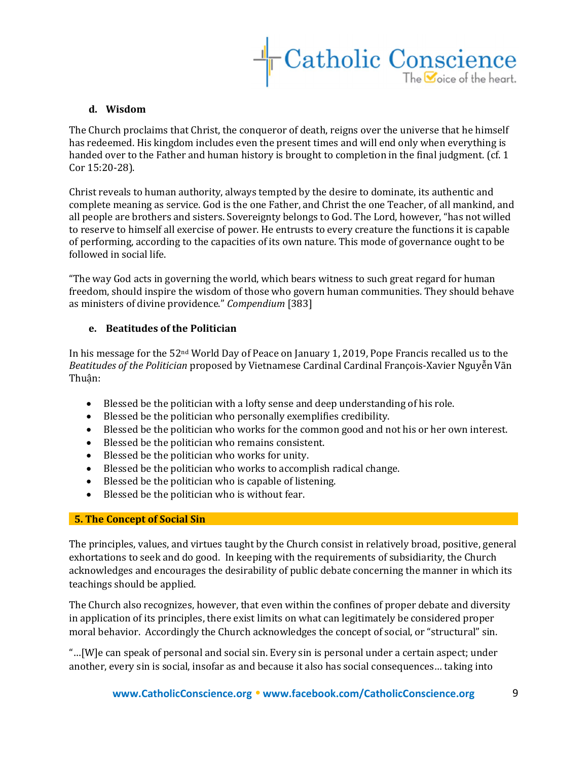### d. Wisdom

The Church proclaims that Christ, the conqueror of death, reigns over the universe that he himself has redeemed. His kingdom includes even the present times and will end only when everything is handed over to the Father and human history is brought to completion in the final judgment. (cf. 1 Cor 15:20-28).

Christ reveals to human authority, always tempted by the desire to dominate, its authentic and complete meaning as service. God is the one Father, and Christ the one Teacher, of all mankind, and all people are brothers and sisters. Sovereignty belongs to God. The Lord, however, "has not willed to reserve to himself all exercise of power. He entrusts to every creature the functions it is capable of performing, according to the capacities of its own nature. This mode of governance ought to be followed in social life.

"The way God acts in governing the world, which bears witness to such great regard for human freedom, should inspire the wisdom of those who govern human communities. They should behave as ministers of divine providence." *Compendium* [383]

### e. Beatitudes of the Politician

In his message for the 52nd World Day of Peace on January 1, 2019, Pope Francis recalled us to the *Beatitudes of the Politician* proposed by Vietnamese Cardinal Cardinal François-Xavier Nguyễn Văn Thuận:

- Blessed be the politician with a lofty sense and deep understanding of his role.
- Blessed be the politician who personally exemplifies credibility.
- Blessed be the politician who works for the common good and not his or her own interest.
- Blessed be the politician who remains consistent.
- Blessed be the politician who works for unity.
- Blessed be the politician who works to accomplish radical change.
- Blessed be the politician who is capable of listening.
- Blessed be the politician who is without fear.

## 5. The Concept of Social Sin

The principles, values, and virtues taught by the Church consist in relatively broad, positive, general exhortations to seek and do good. In keeping with the requirements of subsidiarity, the Church acknowledges and encourages the desirability of public debate concerning the manner in which its teachings should be applied.

The Church also recognizes, however, that even within the confines of proper debate and diversity in application of its principles, there exist limits on what can legitimately be considered proper moral behavior. Accordingly the Church acknowledges the concept of social, or "structural" sin.

"…[W]e can speak of personal and social sin. Every sin is personal under a certain aspect; under another, every sin is social, insofar as and because it also has social consequences… taking into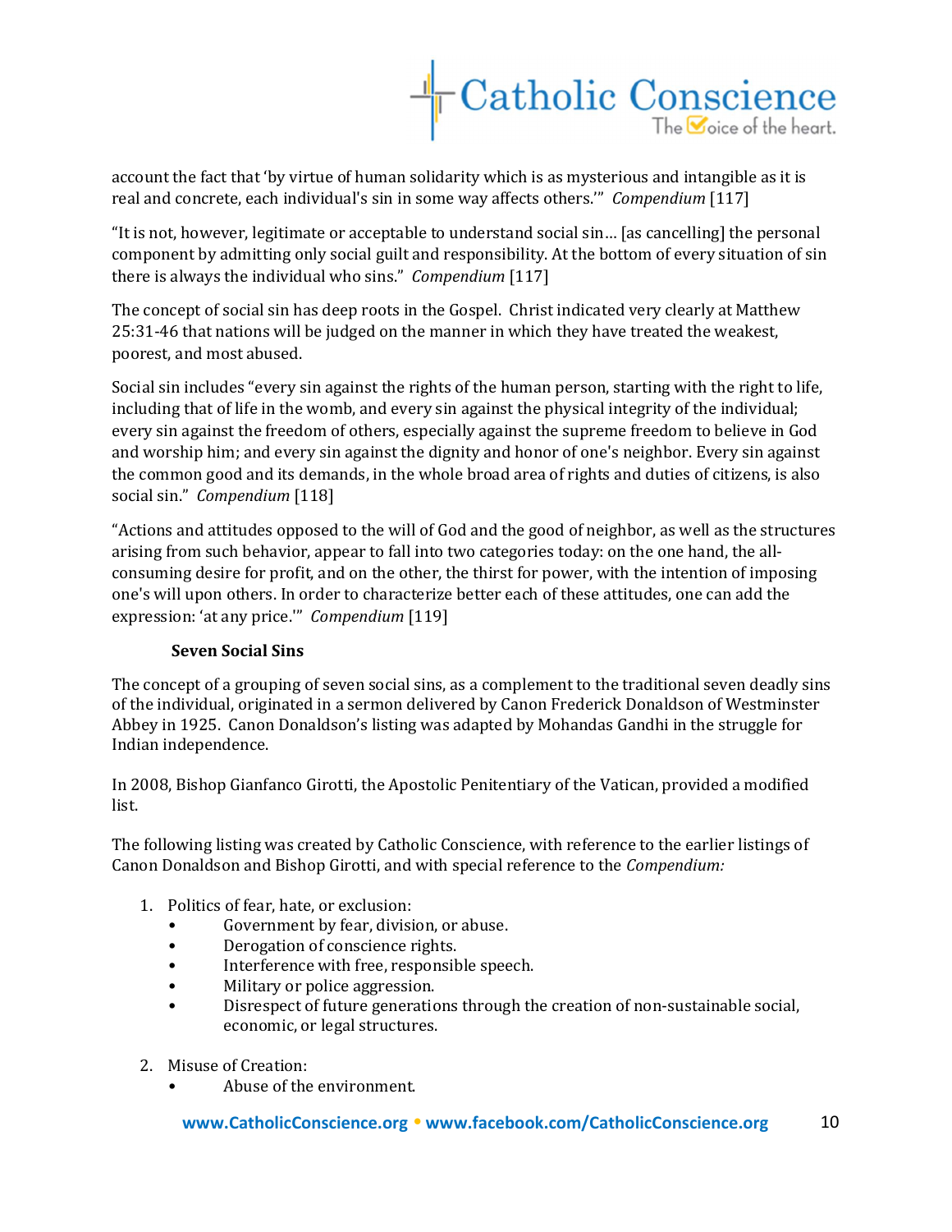account the fact that 'by virtue of human solidarity which is as mysterious and intangible as it is real and concrete, each individual's sin in some way affects others.'" *Compendium* [117]

"It is not, however, legitimate or acceptable to understand social sin… [as cancelling] the personal component by admitting only social guilt and responsibility. At the bottom of every situation of sin there is always the individual who sins." *Compendium* [117]

The concept of social sin has deep roots in the Gospel. Christ indicated very clearly at Matthew 25:31-46 that nations will be judged on the manner in which they have treated the weakest, poorest, and most abused.

Social sin includes "every sin against the rights of the human person, starting with the right to life, including that of life in the womb, and every sin against the physical integrity of the individual; every sin against the freedom of others, especially against the supreme freedom to believe in God and worship him; and every sin against the dignity and honor of one's neighbor. Every sin against the common good and its demands, in the whole broad area of rights and duties of citizens, is also social sin." *Compendium* [118]

"Actions and attitudes opposed to the will of God and the good of neighbor, as well as the structures arising from such behavior, appear to fall into two categories today: on the one hand, the all-consuming desire for profit, and on the other, the thirst for power, with the intention of imposing one's will upon others. In order to characterize better each of these attitudes, one can add the expression: 'at any price.'" *Compendium* [119]

### Seven Social Sins

The concept of a grouping of seven social sins, as a complement to the traditional seven deadly sins of the individual, originated in a sermon delivered by Canon Frederick Donaldson of Westminster Abbey in 1925. Canon Donaldson's listing was adapted by Mohandas Gandhi in the struggle for Indian independence.

In 2008, Bishop Gianfanco Girotti, the Apostolic Penitentiary of the Vatican, provided a modified list.

The following listing was created by Catholic Conscience, with reference to the earlier listings of Canon Donaldson and Bishop Girotti, and with special reference to the *Compendium:*

1. Politics of fear, hate, or exclusion:
   - Government by fear, division, or abuse.
   - Derogation of conscience rights.
   - Interference with free, responsible speech.
   - Military or police aggression.
   - Disrespect of future generations through the creation of non-sustainable social, economic, or legal structures.

2. Misuse of Creation:
   - Abuse of the environment.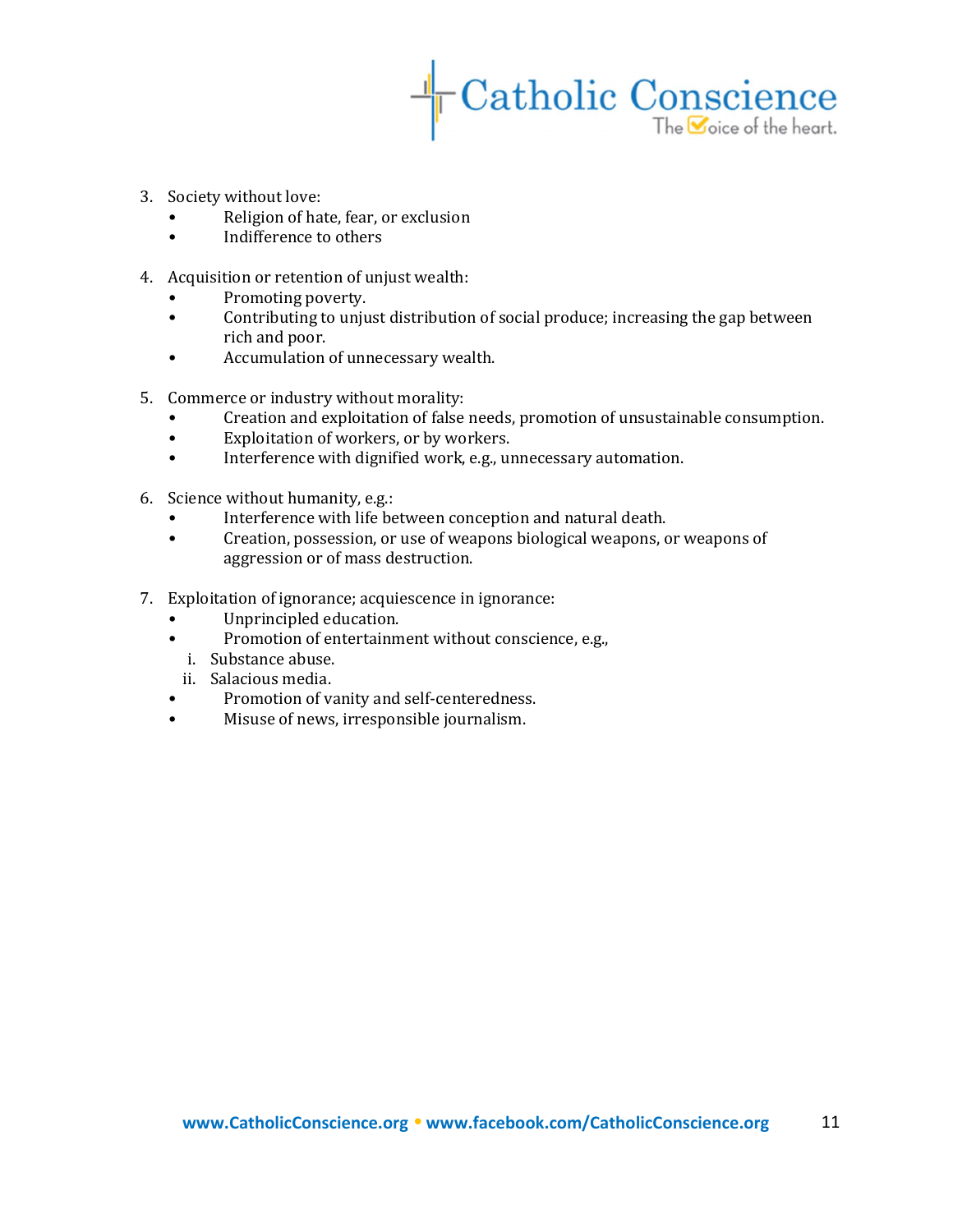3. Society without love:
    - Religion of hate, fear, or exclusion
    - Indifference to others

4. Acquisition or retention of unjust wealth:
    - Promoting poverty.
    - Contributing to unjust distribution of social produce; increasing the gap between rich and poor.
    - Accumulation of unnecessary wealth.

5. Commerce or industry without morality:
    - Creation and exploitation of false needs, promotion of unsustainable consumption.
    - Exploitation of workers, or by workers.
    - Interference with dignified work, e.g., unnecessary automation.

6. Science without humanity, e.g.:
    - Interference with life between conception and natural death.
    - Creation, possession, or use of weapons biological weapons, or weapons of aggression or of mass destruction.

7. Exploitation of ignorance; acquiescence in ignorance:
    - Unprincipled education.
    - Promotion of entertainment without conscience, e.g.,
        i. Substance abuse.
        ii. Salacious media.
    - Promotion of vanity and self-centeredness.
    - Misuse of news, irresponsible journalism.